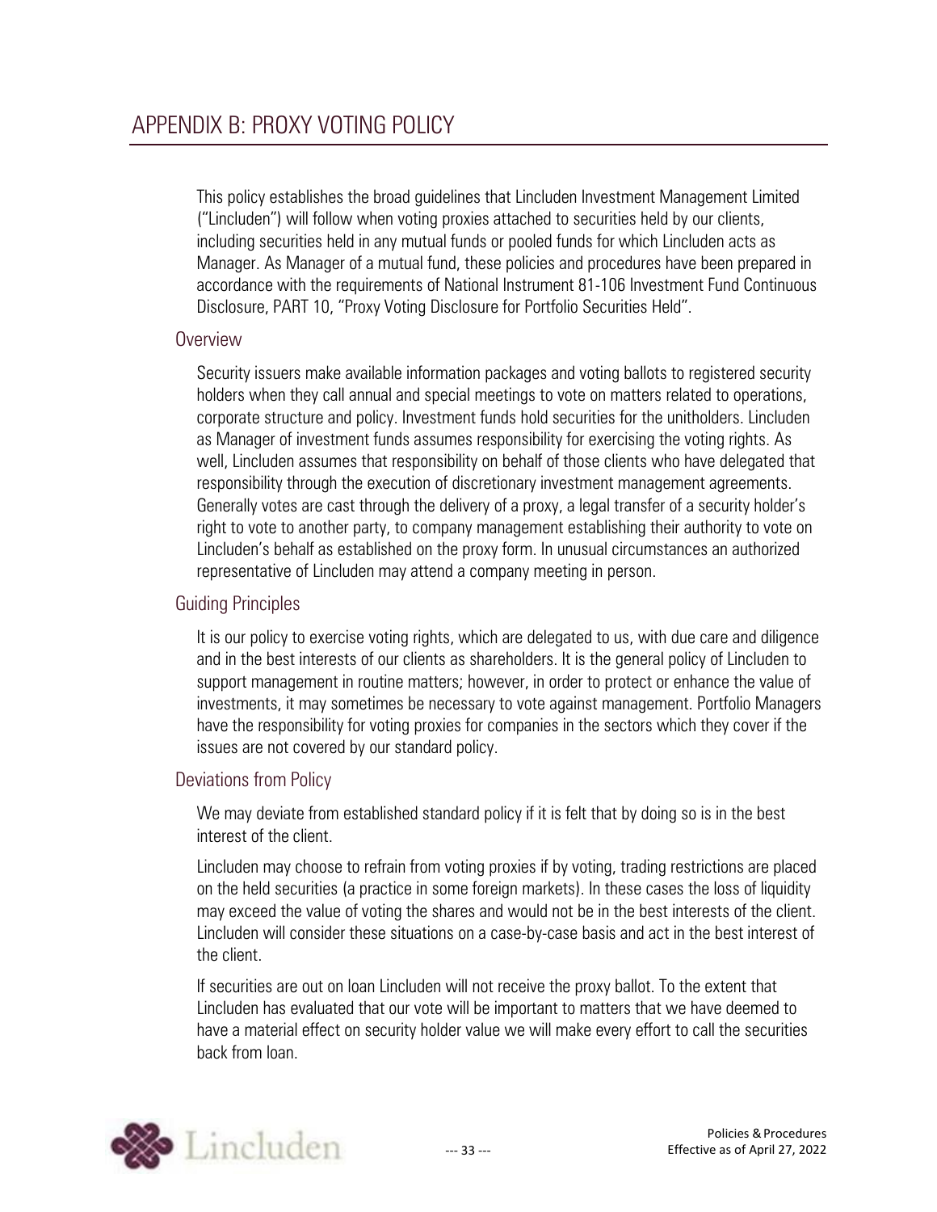# APPENDIX B: PROXY VOTING POLICY

This policy establishes the broad guidelines that Lincluden Investment Management Limited ("Lincluden") will follow when voting proxies attached to securities held by our clients, including securities held in any mutual funds or pooled funds for which Lincluden acts as Manager. As Manager of a mutual fund, these policies and procedures have been prepared in accordance with the requirements of National Instrument 81-106 Investment Fund Continuous Disclosure, PART 10, "Proxy Voting Disclosure for Portfolio Securities Held".

## Overview

Security issuers make available information packages and voting ballots to registered security holders when they call annual and special meetings to vote on matters related to operations, corporate structure and policy. Investment funds hold securities for the unitholders. Lincluden as Manager of investment funds assumes responsibility for exercising the voting rights. As well, Lincluden assumes that responsibility on behalf of those clients who have delegated that responsibility through the execution of discretionary investment management agreements. Generally votes are cast through the delivery of a proxy, a legal transfer of a security holder's right to vote to another party, to company management establishing their authority to vote on Lincluden's behalf as established on the proxy form. In unusual circumstances an authorized representative of Lincluden may attend a company meeting in person.

## Guiding Principles

It is our policy to exercise voting rights, which are delegated to us, with due care and diligence and in the best interests of our clients as shareholders. It is the general policy of Lincluden to support management in routine matters; however, in order to protect or enhance the value of investments, it may sometimes be necessary to vote against management. Portfolio Managers have the responsibility for voting proxies for companies in the sectors which they cover if the issues are not covered by our standard policy.

## Deviations from Policy

We may deviate from established standard policy if it is felt that by doing so is in the best interest of the client.

Lincluden may choose to refrain from voting proxies if by voting, trading restrictions are placed on the held securities (a practice in some foreign markets). In these cases the loss of liquidity may exceed the value of voting the shares and would not be in the best interests of the client. Lincluden will consider these situations on a case-by-case basis and act in the best interest of the client.

If securities are out on loan Lincluden will not receive the proxy ballot. To the extent that Lincluden has evaluated that our vote will be important to matters that we have deemed to have a material effect on security holder value we will make every effort to call the securities back from loan.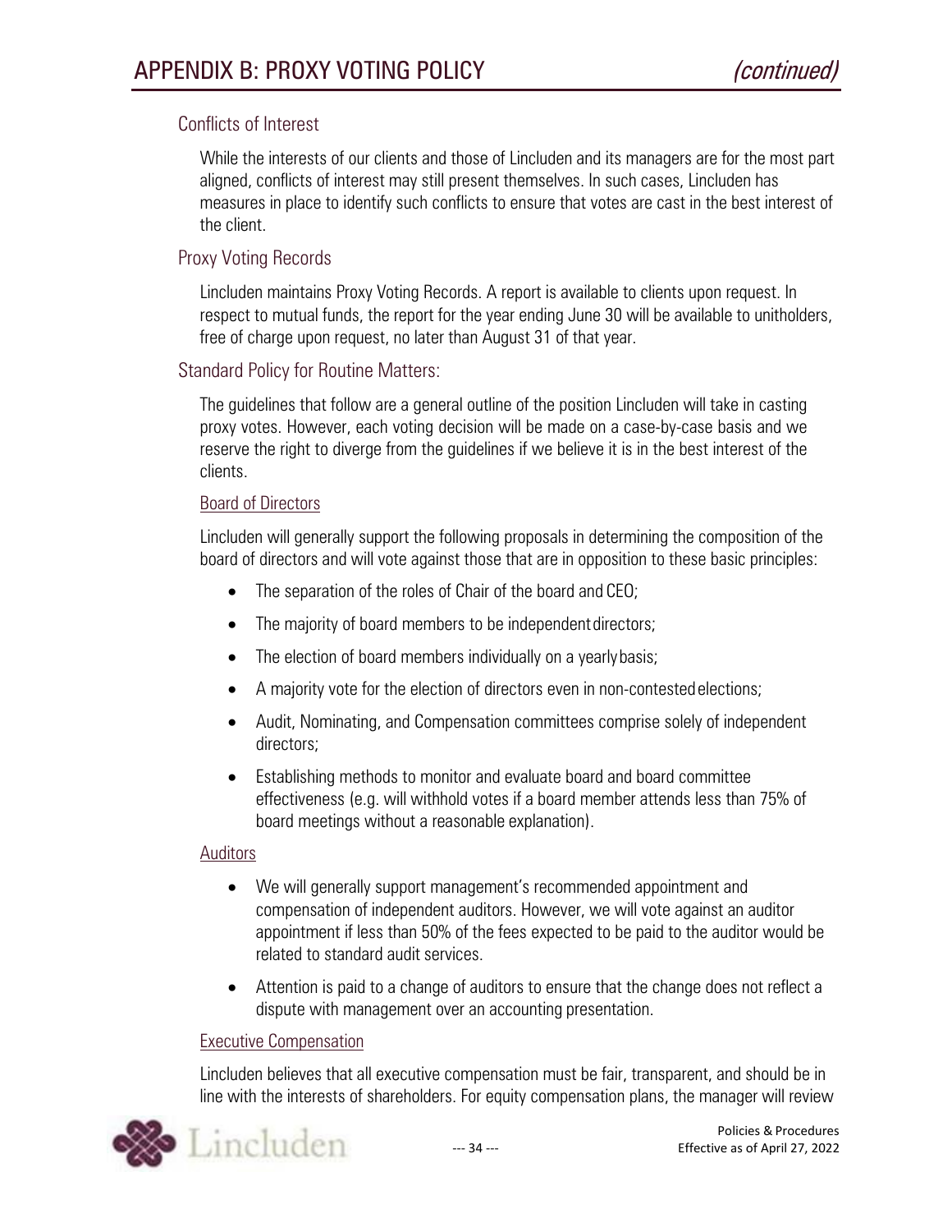## Conflicts of Interest

While the interests of our clients and those of Lincluden and its managers are for the most part aligned, conflicts of interest may still present themselves. In such cases, Lincluden has measures in place to identify such conflicts to ensure that votes are cast in the best interest of the client.

## Proxy Voting Records

Lincluden maintains Proxy Voting Records. A report is available to clients upon request. In respect to mutual funds, the report for the year ending June 30 will be available to unitholders, free of charge upon request, no later than August 31 of that year.

## Standard Policy for Routine Matters:

The guidelines that follow are a general outline of the position Lincluden will take in casting proxy votes. However, each voting decision will be made on a case-by-case basis and we reserve the right to diverge from the guidelines if we believe it is in the best interest of the clients.

### Board of Directors

Lincluden will generally support the following proposals in determining the composition of the board of directors and will vote against those that are in opposition to these basic principles:

- The separation of the roles of Chair of the board and CEO;
- The majority of board members to be independent directors;
- The election of board members individually on a yearly basis;
- A majority vote for the election of directors even in non-contested elections;
- Audit, Nominating, and Compensation committees comprise solely of independent directors;
- Establishing methods to monitor and evaluate board and board committee effectiveness (e.g. will withhold votes if a board member attends less than 75% of board meetings without a reasonable explanation).

### Auditors

- We will generally support management's recommended appointment and compensation of independent auditors. However, we will vote against an auditor appointment if less than 50% of the fees expected to be paid to the auditor would be related to standard audit services.
- Attention is paid to a change of auditors to ensure that the change does not reflect a dispute with management over an accounting presentation.

### Executive Compensation

Lincluden believes that all executive compensation must be fair, transparent, and should be in line with the interests of shareholders. For equity compensation plans, the manager will review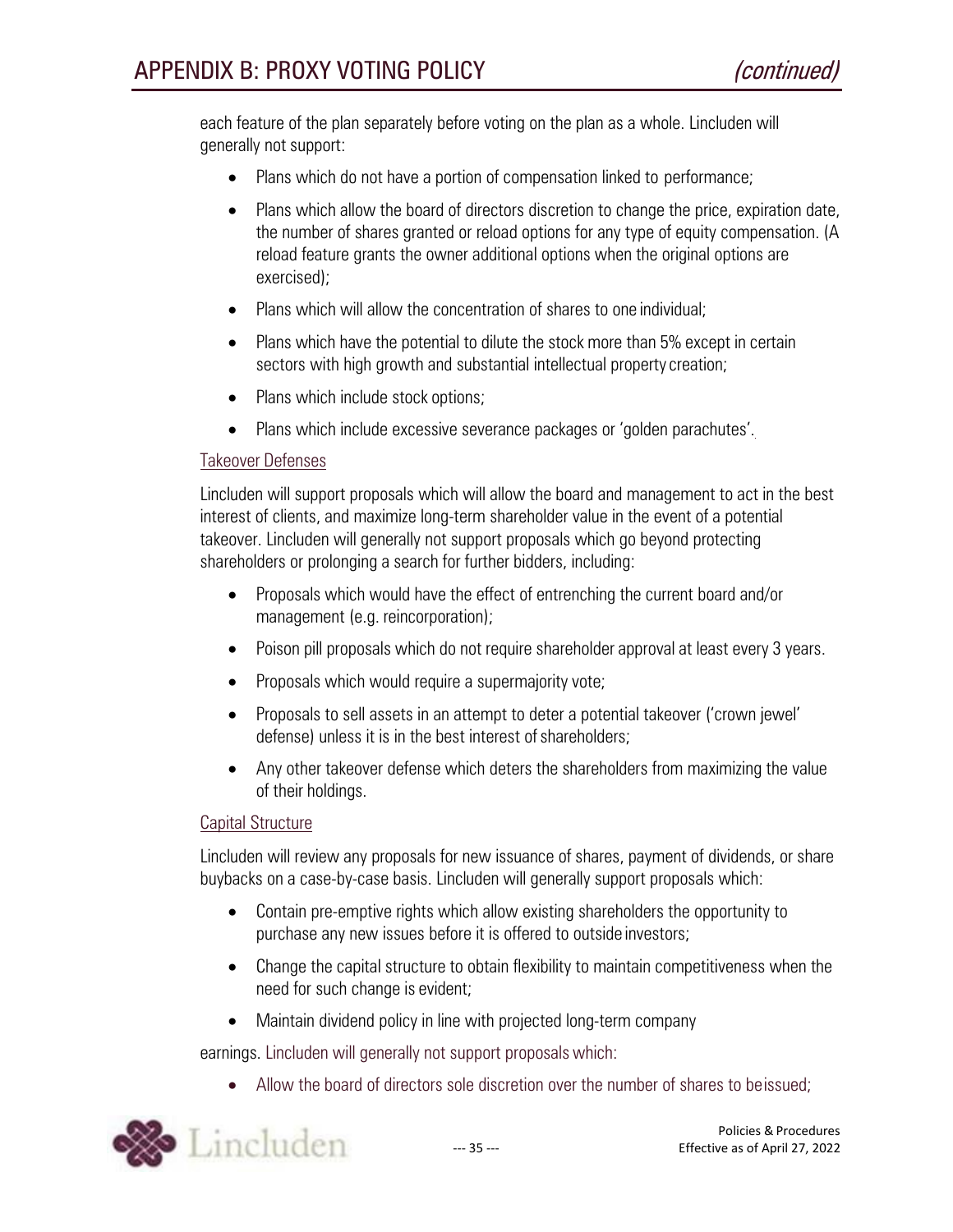each feature of the plan separately before voting on the plan as a whole. Lincluden will generally not support:

- Plans which do not have a portion of compensation linked to performance;
- Plans which allow the board of directors discretion to change the price, expiration date, the number of shares granted or reload options for any type of equity compensation. (A reload feature grants the owner additional options when the original options are exercised);
- Plans which will allow the concentration of shares to one individual;
- Plans which have the potential to dilute the stock more than 5% except in certain sectors with high growth and substantial intellectual property creation;
- Plans which include stock options;
- Plans which include excessive severance packages or 'golden parachutes'.

Takeover Defenses

Lincluden will support proposals which will allow the board and management to act in the best interest of clients, and maximize long-term shareholder value in the event of a potential takeover. Lincluden will generally not support proposals which go beyond protecting shareholders or prolonging a search for further bidders, including:

- Proposals which would have the effect of entrenching the current board and/or management (e.g. reincorporation);
- Poison pill proposals which do not require shareholder approval at least every 3 years.
- Proposals which would require a supermajority vote;
- Proposals to sell assets in an attempt to deter a potential takeover ('crown jewel' defense) unless it is in the best interest of shareholders;
- Any other takeover defense which deters the shareholders from maximizing the value of their holdings.

Capital Structure

Lincluden will review any proposals for new issuance of shares, payment of dividends, or share buybacks on a case-by-case basis. Lincluden will generally support proposals which:

- Contain pre-emptive rights which allow existing shareholders the opportunity to purchase any new issues before it is offered to outside investors;
- Change the capital structure to obtain flexibility to maintain competitiveness when the need for such change is evident;
- Maintain dividend policy in line with projected long-term company

earnings. Lincluden will generally not support proposals which:

- Allow the board of directors sole discretion over the number of shares to be issued;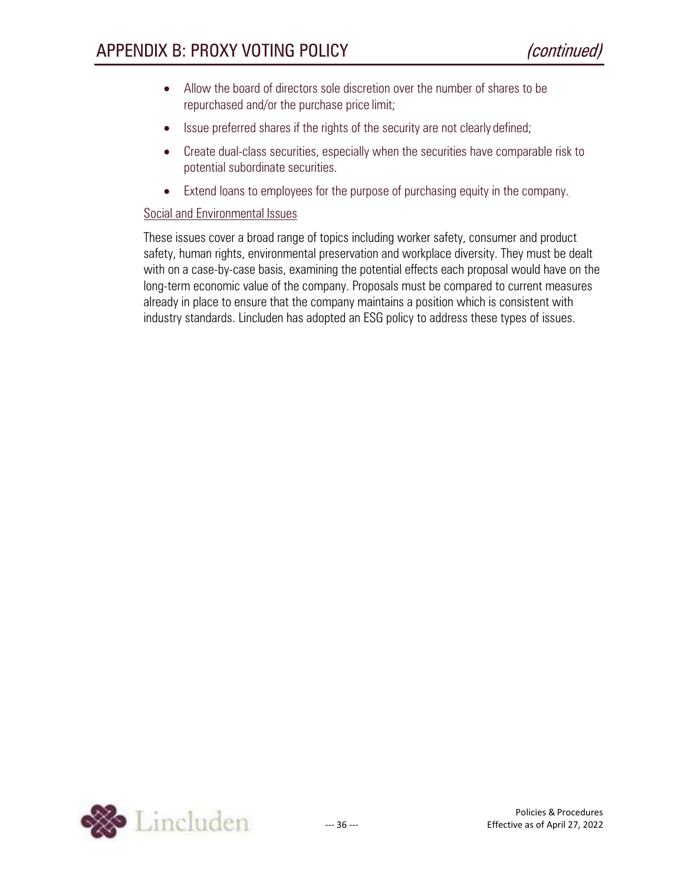- Allow the board of directors sole discretion over the number of shares to be repurchased and/or the purchase price limit;
- Issue preferred shares if the rights of the security are not clearly defined;
- Create dual-class securities, especially when the securities have comparable risk to potential subordinate securities.
- Extend loans to employees for the purpose of purchasing equity in the company.

Social and Environmental Issues

These issues cover a broad range of topics including worker safety, consumer and product safety, human rights, environmental preservation and workplace diversity. They must be dealt with on a case-by-case basis, examining the potential effects each proposal would have on the long-term economic value of the company. Proposals must be compared to current measures already in place to ensure that the company maintains a position which is consistent with industry standards. Lincluden has adopted an ESG policy to address these types of issues.